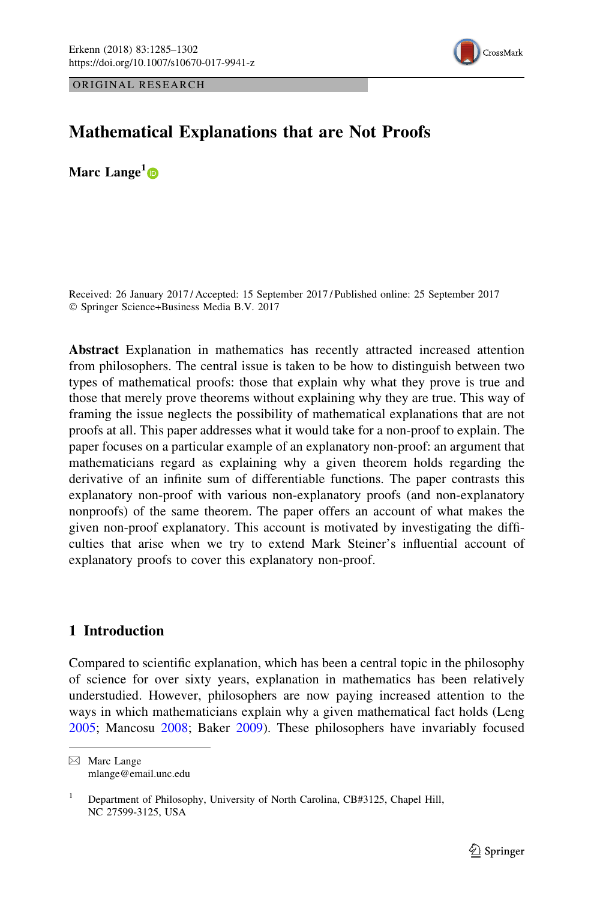ORIGINAL RESEARCH

# Mathematical Explanations that are Not Proofs

**Marc Lange**[1]

Received: 26 January 2017 / Accepted: 15 September 2017 / Published online: 25 September 2017
© Springer Science+Business Media B.V. 2017

**Abstract** Explanation in mathematics has recently attracted increased attention from philosophers. The central issue is taken to be how to distinguish between two types of mathematical proofs: those that explain why what they prove is true and those that merely prove theorems without explaining why they are true. This way of framing the issue neglects the possibility of mathematical explanations that are not proofs at all. This paper addresses what it would take for a non-proof to explain. The paper focuses on a particular example of an explanatory non-proof: an argument that mathematicians regard as explaining why a given theorem holds regarding the derivative of an infinite sum of differentiable functions. The paper contrasts this explanatory non-proof with various non-explanatory proofs (and non-explanatory nonproofs) of the same theorem. The paper offers an account of what makes the given non-proof explanatory. This account is motivated by investigating the difficulties that arise when we try to extend Mark Steiner's influential account of explanatory proofs to cover this explanatory non-proof.

## 1 Introduction

Compared to scientific explanation, which has been a central topic in the philosophy of science for over sixty years, explanation in mathematics has been relatively understudied. However, philosophers are now paying increased attention to the ways in which mathematicians explain why a given mathematical fact holds (Leng 2005; Mancosu 2008; Baker 2009). These philosophers have invariably focused

✉ Marc Lange
mlange@email.unc.edu

[1] Department of Philosophy, University of North Carolina, CB#3125, Chapel Hill, NC 27599-3125, USA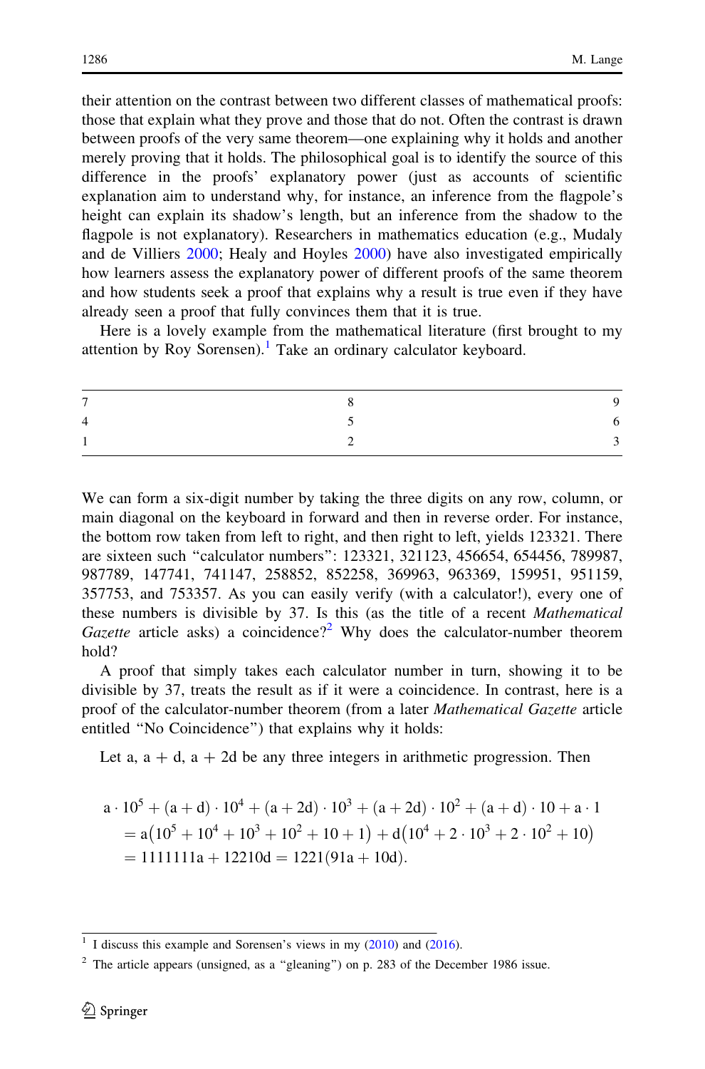their attention on the contrast between two different classes of mathematical proofs: those that explain what they prove and those that do not. Often the contrast is drawn between proofs of the very same theorem—one explaining why it holds and another merely proving that it holds. The philosophical goal is to identify the source of this difference in the proofs' explanatory power (just as accounts of scientific explanation aim to understand why, for instance, an inference from the flagpole's height can explain its shadow's length, but an inference from the shadow to the flagpole is not explanatory). Researchers in mathematics education (e.g., Mudaly and de Villiers 2000; Healy and Hoyles 2000) have also investigated empirically how learners assess the explanatory power of different proofs of the same theorem and how students seek a proof that explains why a result is true even if they have already seen a proof that fully convinces them that it is true.

Here is a lovely example from the mathematical literature (first brought to my attention by Roy Sorensen).[1] Take an ordinary calculator keyboard.

| | | |
|---|---|---|
| 7 | 8 | 9 |
| 4 | 5 | 6 |
| 1 | 2 | 3 |

We can form a six-digit number by taking the three digits on any row, column, or main diagonal on the keyboard in forward and then in reverse order. For instance, the bottom row taken from left to right, and then right to left, yields 123321. There are sixteen such "calculator numbers": 123321, 321123, 456654, 654456, 789987, 987789, 147741, 741147, 258852, 852258, 369963, 963369, 159951, 951159, 357753, and 753357. As you can easily verify (with a calculator!), every one of these numbers is divisible by 37. Is this (as the title of a recent *Mathematical Gazette* article asks) a coincidence?[2] Why does the calculator-number theorem hold?

A proof that simply takes each calculator number in turn, showing it to be divisible by 37, treats the result as if it were a coincidence. In contrast, here is a proof of the calculator-number theorem (from a later *Mathematical Gazette* article entitled "No Coincidence") that explains why it holds:

Let a, a + d, a + 2d be any three integers in arithmetic progression. Then

$$
\begin{aligned}
&a \cdot 10^5 + (a+d) \cdot 10^4 + (a+2d) \cdot 10^3 + (a+2d) \cdot 10^2 + (a+d) \cdot 10 + a \cdot 1 \\
&\quad = a\left(10^5 + 10^4 + 10^3 + 10^2 + 10 + 1\right) + d\left(10^4 + 2 \cdot 10^3 + 2 \cdot 10^2 + 10\right) \\
&\quad = 111111a + 12210d = 1221(91a + 10d).
\end{aligned}
$$

[1] I discuss this example and Sorensen's views in my (2010) and (2016).

[2] The article appears (unsigned, as a "gleaning") on p. 283 of the December 1986 issue.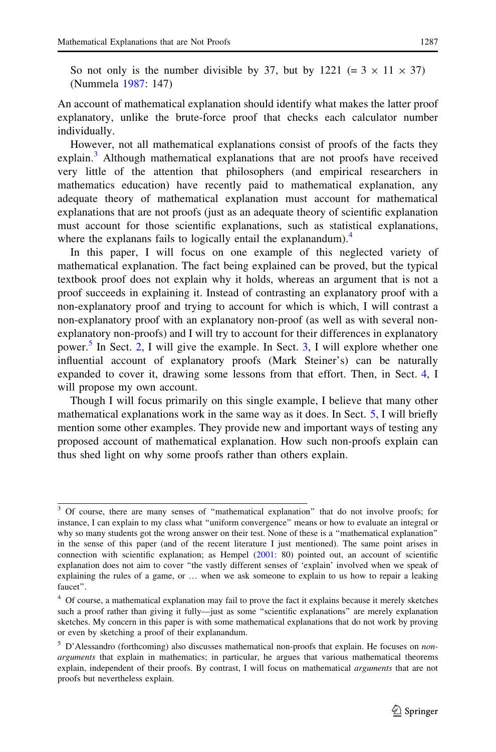So not only is the number divisible by 37, but by 1221 (= 3 × 11 × 37) (Nummela 1987: 147)

An account of mathematical explanation should identify what makes the latter proof explanatory, unlike the brute-force proof that checks each calculator number individually.

However, not all mathematical explanations consist of proofs of the facts they explain.[3] Although mathematical explanations that are not proofs have received very little of the attention that philosophers (and empirical researchers in mathematics education) have recently paid to mathematical explanation, any adequate theory of mathematical explanation must account for mathematical explanations that are not proofs (just as an adequate theory of scientific explanation must account for those scientific explanations, such as statistical explanations, where the explanans fails to logically entail the explanandum).[4]

In this paper, I will focus on one example of this neglected variety of mathematical explanation. The fact being explained can be proved, but the typical textbook proof does not explain why it holds, whereas an argument that is not a proof succeeds in explaining it. Instead of contrasting an explanatory proof with a non-explanatory proof and trying to account for which is which, I will contrast a non-explanatory proof with an explanatory non-proof (as well as with several non-explanatory non-proofs) and I will try to account for their differences in explanatory power.[5] In Sect. 2, I will give the example. In Sect. 3, I will explore whether one influential account of explanatory proofs (Mark Steiner's) can be naturally expanded to cover it, drawing some lessons from that effort. Then, in Sect. 4, I will propose my own account.

Though I will focus primarily on this single example, I believe that many other mathematical explanations work in the same way as it does. In Sect. 5, I will briefly mention some other examples. They provide new and important ways of testing any proposed account of mathematical explanation. How such non-proofs explain can thus shed light on why some proofs rather than others explain.

---

[3] Of course, there are many senses of "mathematical explanation" that do not involve proofs; for instance, I can explain to my class what "uniform convergence" means or how to evaluate an integral or why so many students got the wrong answer on their test. None of these is a "mathematical explanation" in the sense of this paper (and of the recent literature I just mentioned). The same point arises in connection with scientific explanation; as Hempel (2001: 80) pointed out, an account of scientific explanation does not aim to cover "the vastly different senses of 'explain' involved when we speak of explaining the rules of a game, or … when we ask someone to explain to us how to repair a leaking faucet".

[4] Of course, a mathematical explanation may fail to prove the fact it explains because it merely sketches such a proof rather than giving it fully—just as some "scientific explanations" are merely explanation sketches. My concern in this paper is with some mathematical explanations that do not work by proving or even by sketching a proof of their explanandum.

[5] D'Alessandro (forthcoming) also discusses mathematical non-proofs that explain. He focuses on *non-arguments* that explain in mathematics; in particular, he argues that various mathematical theorems explain, independent of their proofs. By contrast, I will focus on mathematical *arguments* that are not proofs but nevertheless explain.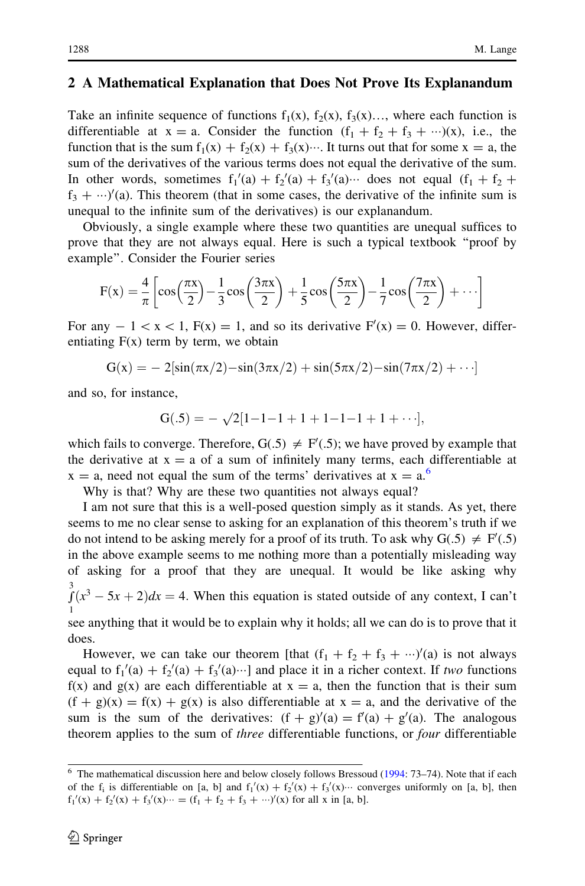## 2 A Mathematical Explanation that Does Not Prove Its Explanandum

Take an infinite sequence of functions $f_1(x)$, $f_2(x)$, $f_3(x)$…, where each function is differentiable at $x = a$. Consider the function $(f_1 + f_2 + f_3 + \cdots)(x)$, i.e., the function that is the sum $f_1(x) + f_2(x) + f_3(x)\cdots$. It turns out that for some $x = a$, the sum of the derivatives of the various terms does not equal the derivative of the sum. In other words, sometimes $f_1'(a) + f_2'(a) + f_3'(a)\cdots$ does not equal $(f_1 + f_2 + f_3 + \cdots)'(a)$. This theorem (that in some cases, the derivative of the infinite sum is unequal to the infinite sum of the derivatives) is our explanandum.

Obviously, a single example where these two quantities are unequal suffices to prove that they are not always equal. Here is such a typical textbook "proof by example". Consider the Fourier series

$$F(x) = \frac{4}{\pi}\left[\cos\left(\frac{\pi x}{2}\right) - \frac{1}{3}\cos\left(\frac{3\pi x}{2}\right) + \frac{1}{5}\cos\left(\frac{5\pi x}{2}\right) - \frac{1}{7}\cos\left(\frac{7\pi x}{2}\right) + \cdots\right]$$

For any $-1 < x < 1$, $F(x) = 1$, and so its derivative $F'(x) = 0$. However, differentiating $F(x)$ term by term, we obtain

$$G(x) = -2[\sin(\pi x/2) - \sin(3\pi x/2) + \sin(5\pi x/2) - \sin(7\pi x/2) + \cdots]$$

and so, for instance,

$$G(.5) = -\sqrt{2}[1 - 1 - 1 + 1 + 1 - 1 - 1 + 1 + \cdots],$$

which fails to converge. Therefore, $G(.5) \neq F'(.5)$; we have proved by example that the derivative at $x = a$ of a sum of infinitely many terms, each differentiable at $x = a$, need not equal the sum of the terms' derivatives at $x = a$.[6]

Why is that? Why are these two quantities not always equal?

I am not sure that this is a well-posed question simply as it stands. As yet, there seems to me no clear sense to asking for an explanation of this theorem's truth if we do not intend to be asking merely for a proof of its truth. To ask why $G(.5) \neq F'(.5)$ in the above example seems to me nothing more than a potentially misleading way of asking for a proof that they are unequal. It would be like asking why $\int_1^3 (x^3 - 5x + 2)dx = 4$. When this equation is stated outside of any context, I can't see anything that it would be to explain why it holds; all we can do is to prove that it does.

However, we can take our theorem [that $(f_1 + f_2 + f_3 + \cdots)'(a)$ is not always equal to $f_1'(a) + f_2'(a) + f_3'(a)\cdots$] and place it in a richer context. If *two* functions $f(x)$ and $g(x)$ are each differentiable at $x = a$, then the function that is their sum $(f + g)(x) = f(x) + g(x)$ is also differentiable at $x = a$, and the derivative of the sum is the sum of the derivatives: $(f + g)'(a) = f'(a) + g'(a)$. The analogous theorem applies to the sum of *three* differentiable functions, or *four* differentiable

[6] The mathematical discussion here and below closely follows Bressoud (1994: 73–74). Note that if each of the $f_i$ is differentiable on [a, b] and $f_1'(x) + f_2'(x) + f_3'(x)\cdots$ converges uniformly on [a, b], then $f_1'(x) + f_2'(x) + f_3'(x)\cdots = (f_1 + f_2 + f_3 + \cdots)'(x)$ for all x in [a, b].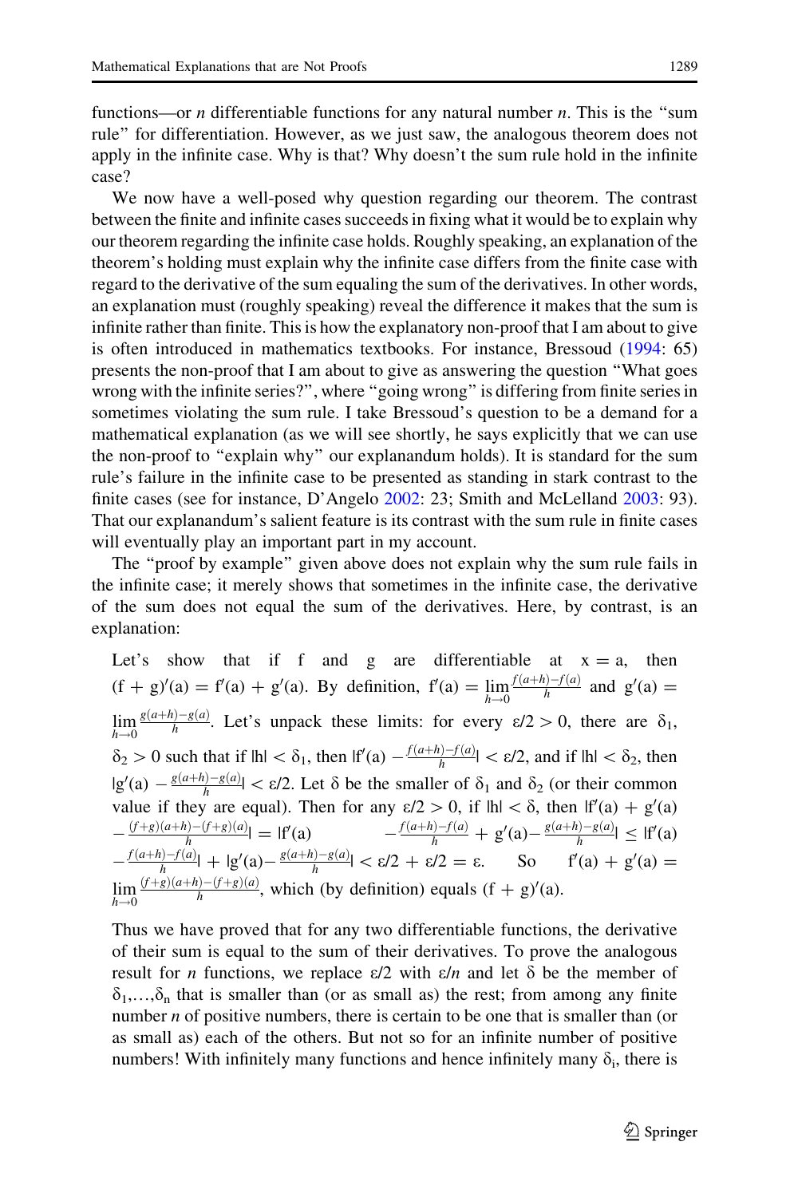functions—or $n$ differentiable functions for any natural number $n$. This is the "sum rule" for differentiation. However, as we just saw, the analogous theorem does not apply in the infinite case. Why is that? Why doesn't the sum rule hold in the infinite case?

We now have a well-posed why question regarding our theorem. The contrast between the finite and infinite cases succeeds in fixing what it would be to explain why our theorem regarding the infinite case holds. Roughly speaking, an explanation of the theorem's holding must explain why the infinite case differs from the finite case with regard to the derivative of the sum equaling the sum of the derivatives. In other words, an explanation must (roughly speaking) reveal the difference it makes that the sum is infinite rather than finite. This is how the explanatory non-proof that I am about to give is often introduced in mathematics textbooks. For instance, Bressoud (1994: 65) presents the non-proof that I am about to give as answering the question "What goes wrong with the infinite series?", where "going wrong" is differing from finite series in sometimes violating the sum rule. I take Bressoud's question to be a demand for a mathematical explanation (as we will see shortly, he says explicitly that we can use the non-proof to "explain why" our explanandum holds). It is standard for the sum rule's failure in the infinite case to be presented as standing in stark contrast to the finite cases (see for instance, D'Angelo 2002: 23; Smith and McLelland 2003: 93). That our explanandum's salient feature is its contrast with the sum rule in finite cases will eventually play an important part in my account.

The "proof by example" given above does not explain why the sum rule fails in the infinite case; it merely shows that sometimes in the infinite case, the derivative of the sum does not equal the sum of the derivatives. Here, by contrast, is an explanation:

> Let's show that if f and g are differentiable at $x = a$, then $(f + g)'(a) = f'(a) + g'(a)$. By definition, $f'(a) = \lim_{h\to 0}\frac{f(a+h)-f(a)}{h}$ and $g'(a) = \lim_{h\to 0}\frac{g(a+h)-g(a)}{h}$. Let's unpack these limits: for every $\varepsilon/2 > 0$, there are $\delta_1$, $\delta_2 > 0$ such that if $|h| < \delta_1$, then $|f'(a) - \frac{f(a+h)-f(a)}{h}| < \varepsilon/2$, and if $|h| < \delta_2$, then $|g'(a) - \frac{g(a+h)-g(a)}{h}| < \varepsilon/2$. Let $\delta$ be the smaller of $\delta_1$ and $\delta_2$ (or their common value if they are equal). Then for any $\varepsilon/2 > 0$, if $|h| < \delta$, then $|f'(a) + g'(a) - \frac{(f+g)(a+h)-(f+g)(a)}{h}| = |f'(a) - \frac{f(a+h)-f(a)}{h} + g'(a) - \frac{g(a+h)-g(a)}{h}| \le |f'(a) - \frac{f(a+h)-f(a)}{h}| + |g'(a) - \frac{g(a+h)-g(a)}{h}| < \varepsilon/2 + \varepsilon/2 = \varepsilon$. So $f'(a) + g'(a) = \lim_{h\to 0}\frac{(f+g)(a+h)-(f+g)(a)}{h}$, which (by definition) equals $(f + g)'(a)$.
>
> Thus we have proved that for any two differentiable functions, the derivative of their sum is equal to the sum of their derivatives. To prove the analogous result for $n$ functions, we replace $\varepsilon/2$ with $\varepsilon/n$ and let $\delta$ be the member of $\delta_1,\ldots,\delta_n$ that is smaller than (or as small as) the rest; from among any finite number $n$ of positive numbers, there is certain to be one that is smaller than (or as small as) each of the others. But not so for an infinite number of positive numbers! With infinitely many functions and hence infinitely many $\delta_i$, there is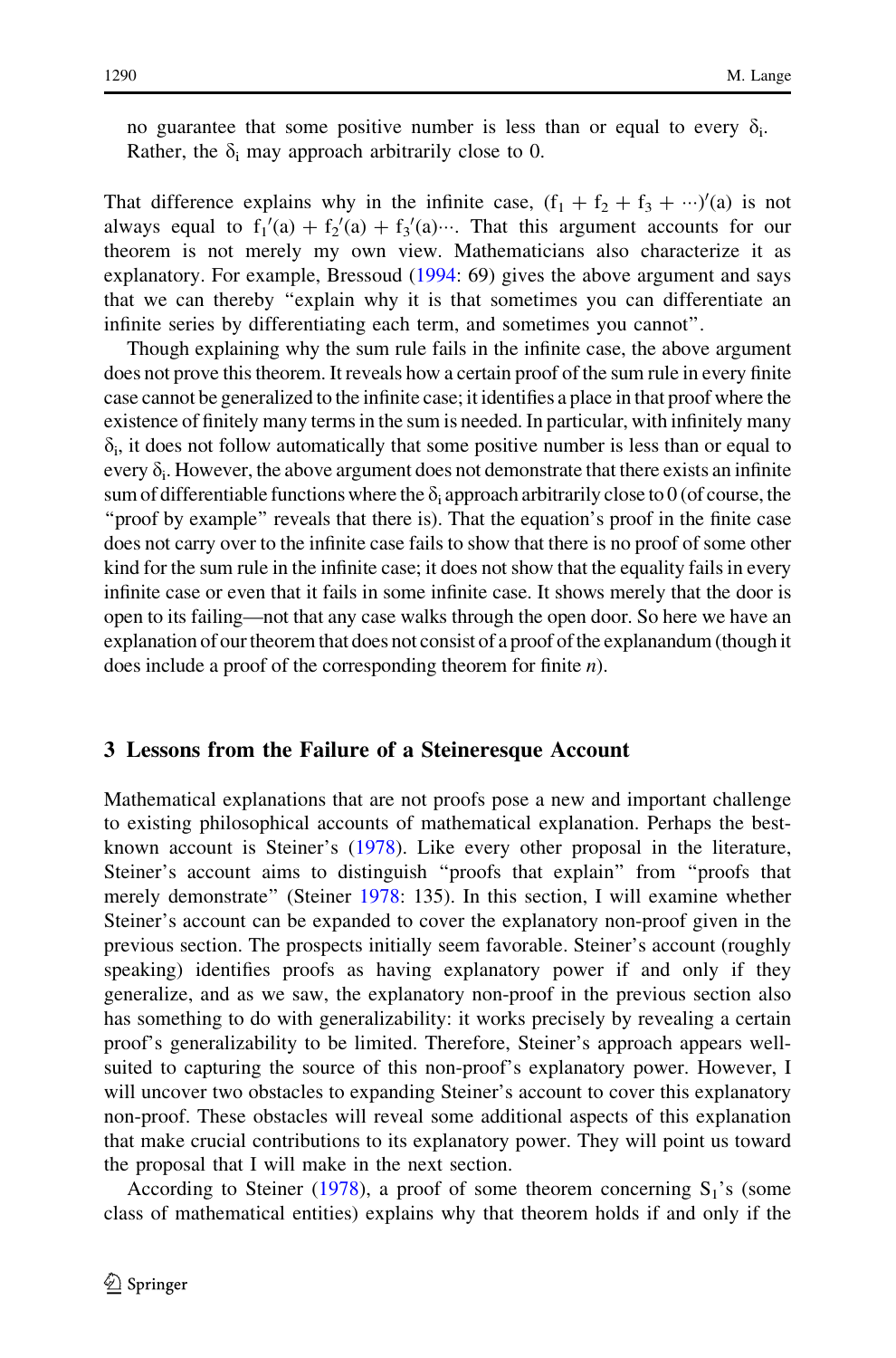no guarantee that some positive number is less than or equal to every $\delta_i$. Rather, the $\delta_i$ may approach arbitrarily close to 0.

That difference explains why in the infinite case, $(f_1 + f_2 + f_3 + \cdots)'(a)$ is not always equal to $f_1'(a) + f_2'(a) + f_3'(a)\cdots$. That this argument accounts for our theorem is not merely my own view. Mathematicians also characterize it as explanatory. For example, Bressoud (1994: 69) gives the above argument and says that we can thereby "explain why it is that sometimes you can differentiate an infinite series by differentiating each term, and sometimes you cannot".

Though explaining why the sum rule fails in the infinite case, the above argument does not prove this theorem. It reveals how a certain proof of the sum rule in every finite case cannot be generalized to the infinite case; it identifies a place in that proof where the existence of finitely many terms in the sum is needed. In particular, with infinitely many $\delta_i$, it does not follow automatically that some positive number is less than or equal to every $\delta_i$. However, the above argument does not demonstrate that there exists an infinite sum of differentiable functions where the $\delta_i$ approach arbitrarily close to 0 (of course, the "proof by example" reveals that there is). That the equation's proof in the finite case does not carry over to the infinite case fails to show that there is no proof of some other kind for the sum rule in the infinite case; it does not show that the equality fails in every infinite case or even that it fails in some infinite case. It shows merely that the door is open to its failing—not that any case walks through the open door. So here we have an explanation of our theorem that does not consist of a proof of the explanandum (though it does include a proof of the corresponding theorem for finite *n*).

## 3 Lessons from the Failure of a Steineresque Account

Mathematical explanations that are not proofs pose a new and important challenge to existing philosophical accounts of mathematical explanation. Perhaps the best-known account is Steiner's (1978). Like every other proposal in the literature, Steiner's account aims to distinguish "proofs that explain" from "proofs that merely demonstrate" (Steiner 1978: 135). In this section, I will examine whether Steiner's account can be expanded to cover the explanatory non-proof given in the previous section. The prospects initially seem favorable. Steiner's account (roughly speaking) identifies proofs as having explanatory power if and only if they generalize, and as we saw, the explanatory non-proof in the previous section also has something to do with generalizability: it works precisely by revealing a certain proof's generalizability to be limited. Therefore, Steiner's approach appears well-suited to capturing the source of this non-proof's explanatory power. However, I will uncover two obstacles to expanding Steiner's account to cover this explanatory non-proof. These obstacles will reveal some additional aspects of this explanation that make crucial contributions to its explanatory power. They will point us toward the proposal that I will make in the next section.

According to Steiner (1978), a proof of some theorem concerning $S_1$'s (some class of mathematical entities) explains why that theorem holds if and only if the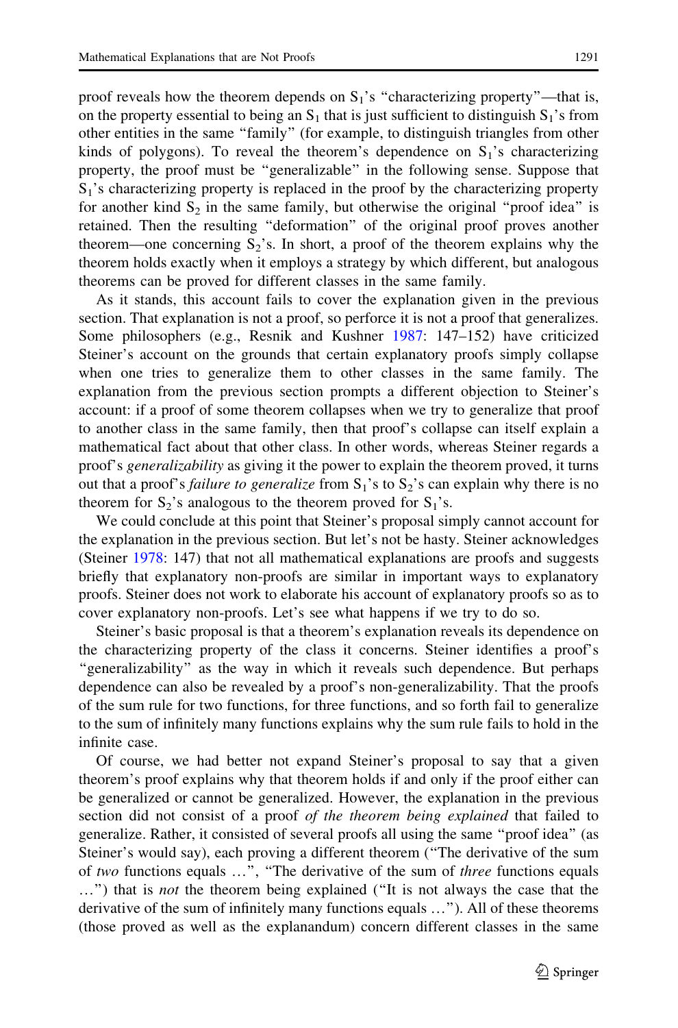proof reveals how the theorem depends on $S_1$'s "characterizing property"—that is, on the property essential to being an $S_1$ that is just sufficient to distinguish $S_1$'s from other entities in the same "family" (for example, to distinguish triangles from other kinds of polygons). To reveal the theorem's dependence on $S_1$'s characterizing property, the proof must be "generalizable" in the following sense. Suppose that $S_1$'s characterizing property is replaced in the proof by the characterizing property for another kind $S_2$ in the same family, but otherwise the original "proof idea" is retained. Then the resulting "deformation" of the original proof proves another theorem—one concerning $S_2$'s. In short, a proof of the theorem explains why the theorem holds exactly when it employs a strategy by which different, but analogous theorems can be proved for different classes in the same family.

As it stands, this account fails to cover the explanation given in the previous section. That explanation is not a proof, so perforce it is not a proof that generalizes. Some philosophers (e.g., Resnik and Kushner 1987: 147–152) have criticized Steiner's account on the grounds that certain explanatory proofs simply collapse when one tries to generalize them to other classes in the same family. The explanation from the previous section prompts a different objection to Steiner's account: if a proof of some theorem collapses when we try to generalize that proof to another class in the same family, then that proof's collapse can itself explain a mathematical fact about that other class. In other words, whereas Steiner regards a proof's *generalizability* as giving it the power to explain the theorem proved, it turns out that a proof's *failure to generalize* from $S_1$'s to $S_2$'s can explain why there is no theorem for $S_2$'s analogous to the theorem proved for $S_1$'s.

We could conclude at this point that Steiner's proposal simply cannot account for the explanation in the previous section. But let's not be hasty. Steiner acknowledges (Steiner 1978: 147) that not all mathematical explanations are proofs and suggests briefly that explanatory non-proofs are similar in important ways to explanatory proofs. Steiner does not work to elaborate his account of explanatory proofs so as to cover explanatory non-proofs. Let's see what happens if we try to do so.

Steiner's basic proposal is that a theorem's explanation reveals its dependence on the characterizing property of the class it concerns. Steiner identifies a proof's "generalizability" as the way in which it reveals such dependence. But perhaps dependence can also be revealed by a proof's non-generalizability. That the proofs of the sum rule for two functions, for three functions, and so forth fail to generalize to the sum of infinitely many functions explains why the sum rule fails to hold in the infinite case.

Of course, we had better not expand Steiner's proposal to say that a given theorem's proof explains why that theorem holds if and only if the proof either can be generalized or cannot be generalized. However, the explanation in the previous section did not consist of a proof *of the theorem being explained* that failed to generalize. Rather, it consisted of several proofs all using the same "proof idea" (as Steiner's would say), each proving a different theorem ("The derivative of the sum of *two* functions equals …", "The derivative of the sum of *three* functions equals …") that is *not* the theorem being explained ("It is not always the case that the derivative of the sum of infinitely many functions equals …"). All of these theorems (those proved as well as the explanandum) concern different classes in the same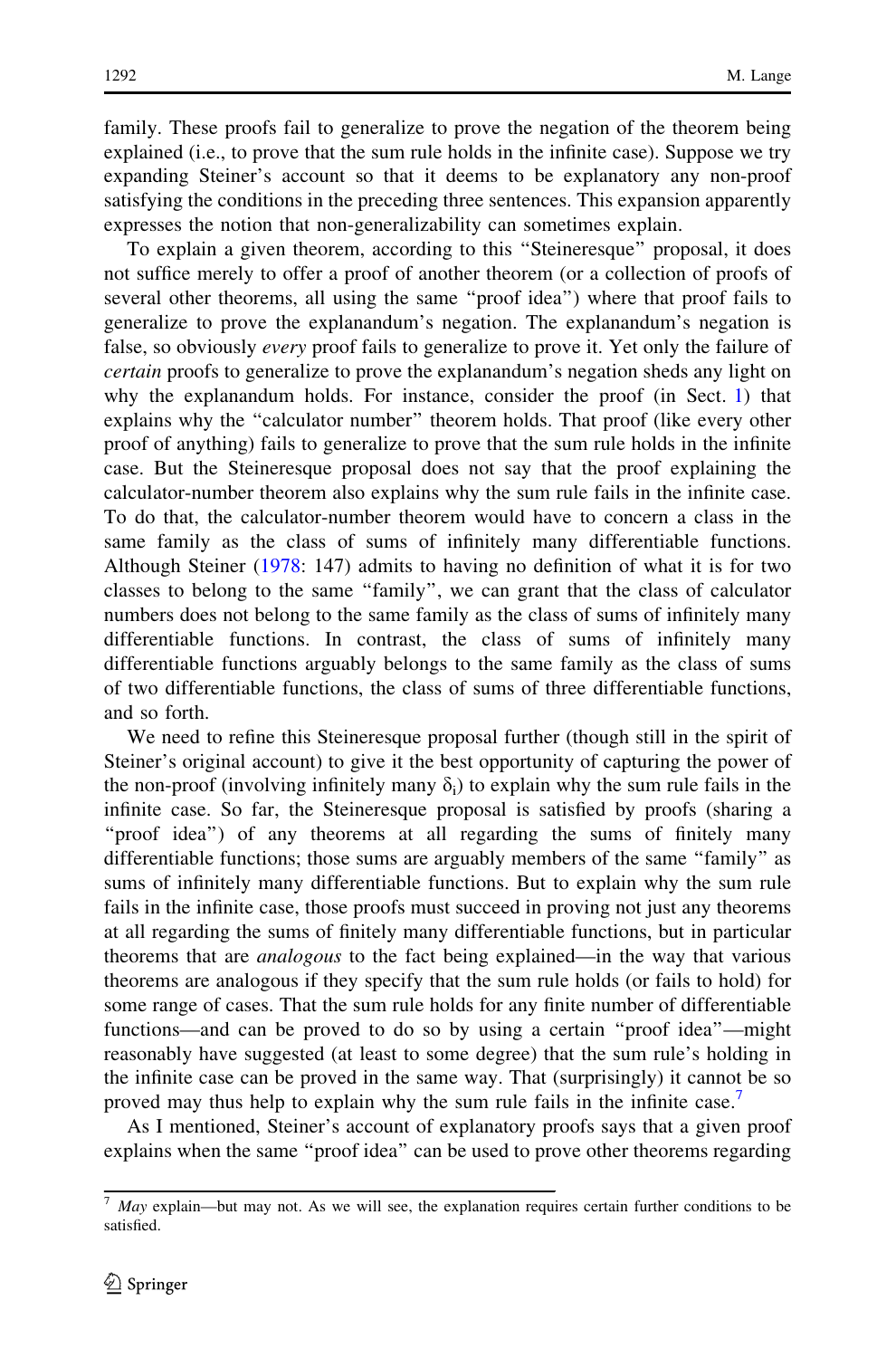family. These proofs fail to generalize to prove the negation of the theorem being explained (i.e., to prove that the sum rule holds in the infinite case). Suppose we try expanding Steiner's account so that it deems to be explanatory any non-proof satisfying the conditions in the preceding three sentences. This expansion apparently expresses the notion that non-generalizability can sometimes explain.

To explain a given theorem, according to this "Steineresque" proposal, it does not suffice merely to offer a proof of another theorem (or a collection of proofs of several other theorems, all using the same "proof idea") where that proof fails to generalize to prove the explanandum's negation. The explanandum's negation is false, so obviously *every* proof fails to generalize to prove it. Yet only the failure of *certain* proofs to generalize to prove the explanandum's negation sheds any light on why the explanandum holds. For instance, consider the proof (in Sect. 1) that explains why the "calculator number" theorem holds. That proof (like every other proof of anything) fails to generalize to prove that the sum rule holds in the infinite case. But the Steineresque proposal does not say that the proof explaining the calculator-number theorem also explains why the sum rule fails in the infinite case. To do that, the calculator-number theorem would have to concern a class in the same family as the class of sums of infinitely many differentiable functions. Although Steiner (1978: 147) admits to having no definition of what it is for two classes to belong to the same "family", we can grant that the class of calculator numbers does not belong to the same family as the class of sums of infinitely many differentiable functions. In contrast, the class of sums of infinitely many differentiable functions arguably belongs to the same family as the class of sums of two differentiable functions, the class of sums of three differentiable functions, and so forth.

We need to refine this Steineresque proposal further (though still in the spirit of Steiner's original account) to give it the best opportunity of capturing the power of the non-proof (involving infinitely many $\delta_i$) to explain why the sum rule fails in the infinite case. So far, the Steineresque proposal is satisfied by proofs (sharing a "proof idea") of any theorems at all regarding the sums of finitely many differentiable functions; those sums are arguably members of the same "family" as sums of infinitely many differentiable functions. But to explain why the sum rule fails in the infinite case, those proofs must succeed in proving not just any theorems at all regarding the sums of finitely many differentiable functions, but in particular theorems that are *analogous* to the fact being explained—in the way that various theorems are analogous if they specify that the sum rule holds (or fails to hold) for some range of cases. That the sum rule holds for any finite number of differentiable functions—and can be proved to do so by using a certain "proof idea"—might reasonably have suggested (at least to some degree) that the sum rule's holding in the infinite case can be proved in the same way. That (surprisingly) it cannot be so proved may thus help to explain why the sum rule fails in the infinite case.[7]

As I mentioned, Steiner's account of explanatory proofs says that a given proof explains when the same "proof idea" can be used to prove other theorems regarding

[7] *May* explain—but may not. As we will see, the explanation requires certain further conditions to be satisfied.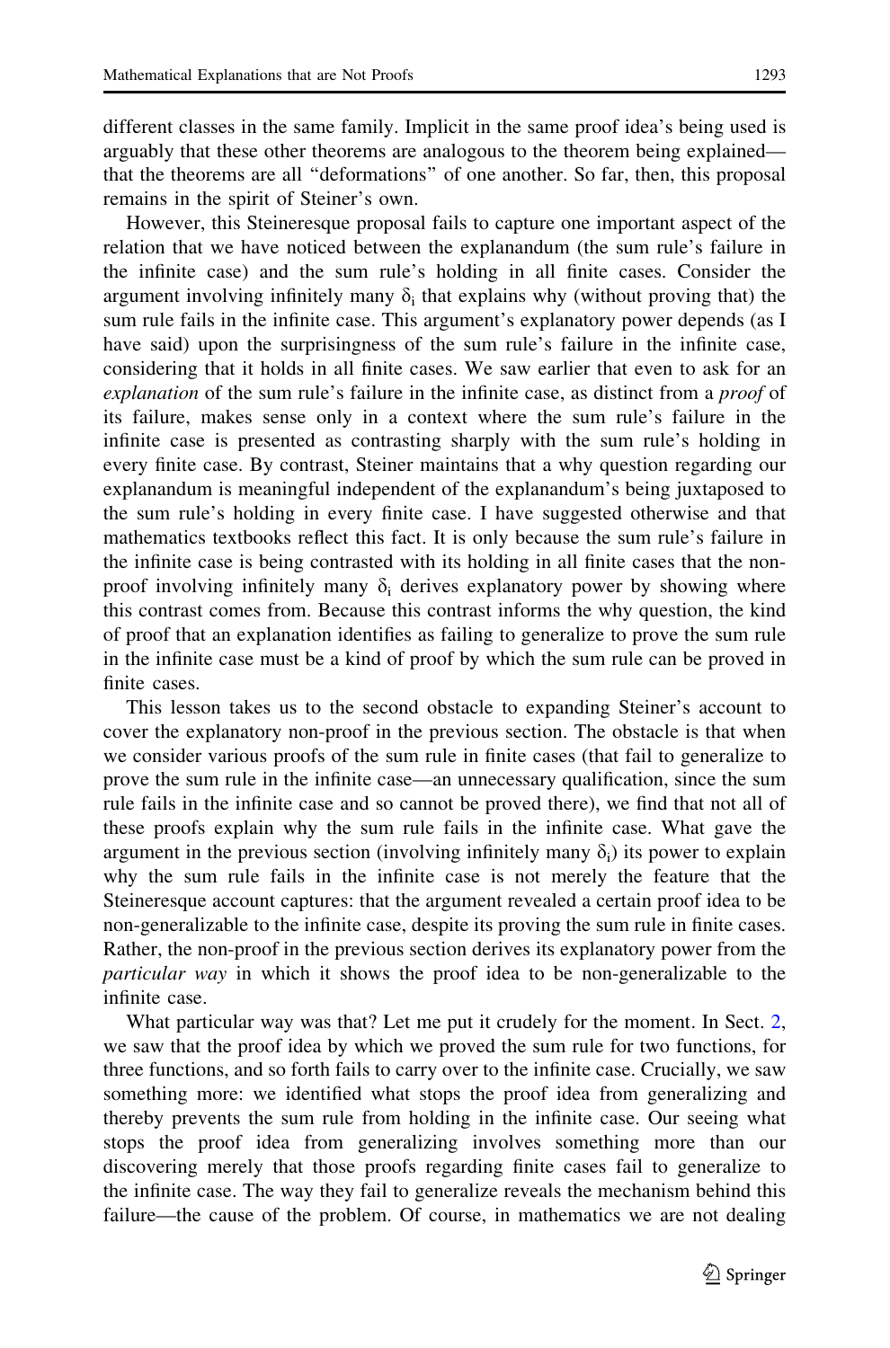different classes in the same family. Implicit in the same proof idea's being used is arguably that these other theorems are analogous to the theorem being explained—that the theorems are all "deformations" of one another. So far, then, this proposal remains in the spirit of Steiner's own.

However, this Steineresque proposal fails to capture one important aspect of the relation that we have noticed between the explanandum (the sum rule's failure in the infinite case) and the sum rule's holding in all finite cases. Consider the argument involving infinitely many $\delta_i$ that explains why (without proving that) the sum rule fails in the infinite case. This argument's explanatory power depends (as I have said) upon the surprisingness of the sum rule's failure in the infinite case, considering that it holds in all finite cases. We saw earlier that even to ask for an *explanation* of the sum rule's failure in the infinite case, as distinct from a *proof* of its failure, makes sense only in a context where the sum rule's failure in the infinite case is presented as contrasting sharply with the sum rule's holding in every finite case. By contrast, Steiner maintains that a why question regarding our explanandum is meaningful independent of the explanandum's being juxtaposed to the sum rule's holding in every finite case. I have suggested otherwise and that mathematics textbooks reflect this fact. It is only because the sum rule's failure in the infinite case is being contrasted with its holding in all finite cases that the non-proof involving infinitely many $\delta_i$ derives explanatory power by showing where this contrast comes from. Because this contrast informs the why question, the kind of proof that an explanation identifies as failing to generalize to prove the sum rule in the infinite case must be a kind of proof by which the sum rule can be proved in finite cases.

This lesson takes us to the second obstacle to expanding Steiner's account to cover the explanatory non-proof in the previous section. The obstacle is that when we consider various proofs of the sum rule in finite cases (that fail to generalize to prove the sum rule in the infinite case—an unnecessary qualification, since the sum rule fails in the infinite case and so cannot be proved there), we find that not all of these proofs explain why the sum rule fails in the infinite case. What gave the argument in the previous section (involving infinitely many $\delta_i$) its power to explain why the sum rule fails in the infinite case is not merely the feature that the Steineresque account captures: that the argument revealed a certain proof idea to be non-generalizable to the infinite case, despite its proving the sum rule in finite cases. Rather, the non-proof in the previous section derives its explanatory power from the *particular way* in which it shows the proof idea to be non-generalizable to the infinite case.

What particular way was that? Let me put it crudely for the moment. In Sect. 2, we saw that the proof idea by which we proved the sum rule for two functions, for three functions, and so forth fails to carry over to the infinite case. Crucially, we saw something more: we identified what stops the proof idea from generalizing and thereby prevents the sum rule from holding in the infinite case. Our seeing what stops the proof idea from generalizing involves something more than our discovering merely that those proofs regarding finite cases fail to generalize to the infinite case. The way they fail to generalize reveals the mechanism behind this failure—the cause of the problem. Of course, in mathematics we are not dealing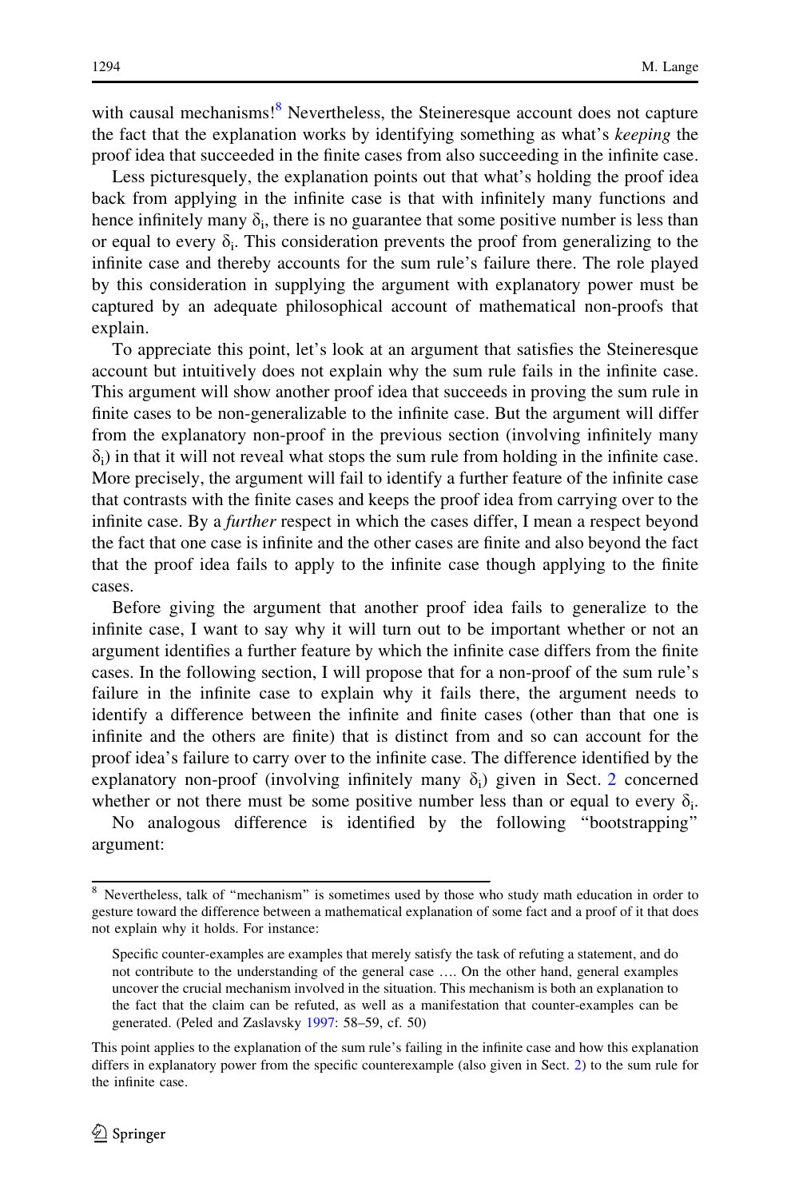with causal mechanisms![8] Nevertheless, the Steineresque account does not capture the fact that the explanation works by identifying something as what's *keeping* the proof idea that succeeded in the finite cases from also succeeding in the infinite case.

Less picturesquely, the explanation points out that what's holding the proof idea back from applying in the infinite case is that with infinitely many functions and hence infinitely many $\delta_i$, there is no guarantee that some positive number is less than or equal to every $\delta_i$. This consideration prevents the proof from generalizing to the infinite case and thereby accounts for the sum rule's failure there. The role played by this consideration in supplying the argument with explanatory power must be captured by an adequate philosophical account of mathematical non-proofs that explain.

To appreciate this point, let's look at an argument that satisfies the Steineresque account but intuitively does not explain why the sum rule fails in the infinite case. This argument will show another proof idea that succeeds in proving the sum rule in finite cases to be non-generalizable to the infinite case. But the argument will differ from the explanatory non-proof in the previous section (involving infinitely many $\delta_i$) in that it will not reveal what stops the sum rule from holding in the infinite case. More precisely, the argument will fail to identify a further feature of the infinite case that contrasts with the finite cases and keeps the proof idea from carrying over to the infinite case. By a *further* respect in which the cases differ, I mean a respect beyond the fact that one case is infinite and the other cases are finite and also beyond the fact that the proof idea fails to apply to the infinite case though applying to the finite cases.

Before giving the argument that another proof idea fails to generalize to the infinite case, I want to say why it will turn out to be important whether or not an argument identifies a further feature by which the infinite case differs from the finite cases. In the following section, I will propose that for a non-proof of the sum rule's failure in the infinite case to explain why it fails there, the argument needs to identify a difference between the infinite and finite cases (other than that one is infinite and the others are finite) that is distinct from and so can account for the proof idea's failure to carry over to the infinite case. The difference identified by the explanatory non-proof (involving infinitely many $\delta_i$) given in Sect. 2 concerned whether or not there must be some positive number less than or equal to every $\delta_i$.

No analogous difference is identified by the following "bootstrapping" argument:

---

[8] Nevertheless, talk of "mechanism" is sometimes used by those who study math education in order to gesture toward the difference between a mathematical explanation of some fact and a proof of it that does not explain why it holds. For instance:

> Specific counter-examples are examples that merely satisfy the task of refuting a statement, and do not contribute to the understanding of the general case …. On the other hand, general examples uncover the crucial mechanism involved in the situation. This mechanism is both an explanation to the fact that the claim can be refuted, as well as a manifestation that counter-examples can be generated. (Peled and Zaslavsky 1997: 58–59, cf. 50)

This point applies to the explanation of the sum rule's failing in the infinite case and how this explanation differs in explanatory power from the specific counterexample (also given in Sect. 2) to the sum rule for the infinite case.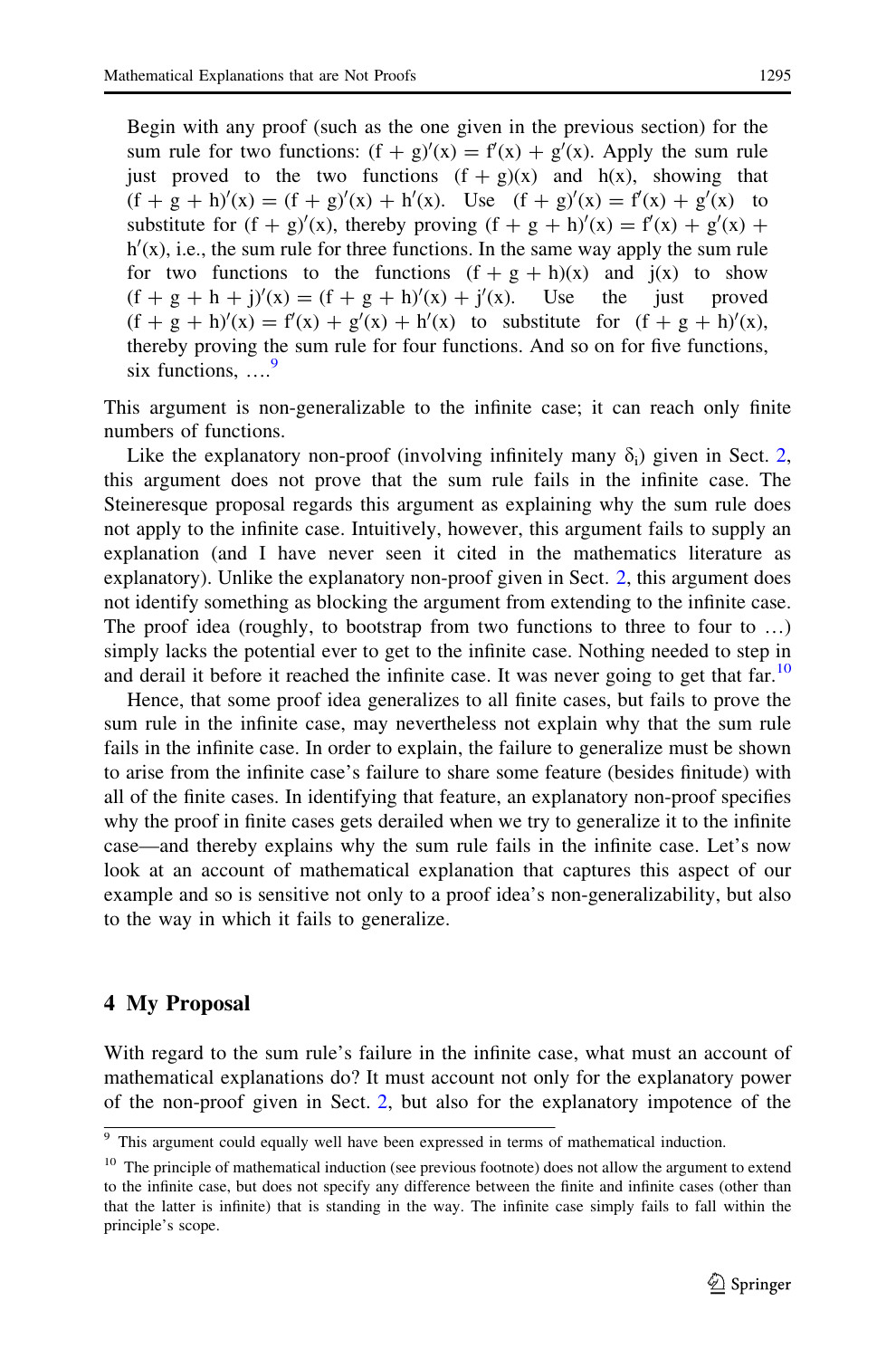> Begin with any proof (such as the one given in the previous section) for the sum rule for two functions: $(f + g)'(x) = f'(x) + g'(x)$. Apply the sum rule just proved to the two functions $(f + g)(x)$ and $h(x)$, showing that $(f + g + h)'(x) = (f + g)'(x) + h'(x)$. Use $(f + g)'(x) = f'(x) + g'(x)$ to substitute for $(f + g)'(x)$, thereby proving $(f + g + h)'(x) = f'(x) + g'(x) + h'(x)$, i.e., the sum rule for three functions. In the same way apply the sum rule for two functions to the functions $(f + g + h)(x)$ and $j(x)$ to show $(f + g + h + j)'(x) = (f + g + h)'(x) + j'(x)$. Use the just proved $(f + g + h)'(x) = f'(x) + g'(x) + h'(x)$ to substitute for $(f + g + h)'(x)$, thereby proving the sum rule for four functions. And so on for five functions, six functions, ….[9]

This argument is non-generalizable to the infinite case; it can reach only finite numbers of functions.

Like the explanatory non-proof (involving infinitely many $\delta_i$) given in Sect. 2, this argument does not prove that the sum rule fails in the infinite case. The Steineresque proposal regards this argument as explaining why the sum rule does not apply to the infinite case. Intuitively, however, this argument fails to supply an explanation (and I have never seen it cited in the mathematics literature as explanatory). Unlike the explanatory non-proof given in Sect. 2, this argument does not identify something as blocking the argument from extending to the infinite case. The proof idea (roughly, to bootstrap from two functions to three to four to …) simply lacks the potential ever to get to the infinite case. Nothing needed to step in and derail it before it reached the infinite case. It was never going to get that far.[10]

Hence, that some proof idea generalizes to all finite cases, but fails to prove the sum rule in the infinite case, may nevertheless not explain why that the sum rule fails in the infinite case. In order to explain, the failure to generalize must be shown to arise from the infinite case's failure to share some feature (besides finitude) with all of the finite cases. In identifying that feature, an explanatory non-proof specifies why the proof in finite cases gets derailed when we try to generalize it to the infinite case—and thereby explains why the sum rule fails in the infinite case. Let's now look at an account of mathematical explanation that captures this aspect of our example and so is sensitive not only to a proof idea's non-generalizability, but also to the way in which it fails to generalize.

## 4 My Proposal

With regard to the sum rule's failure in the infinite case, what must an account of mathematical explanations do? It must account not only for the explanatory power of the non-proof given in Sect. 2, but also for the explanatory impotence of the

---

[9] This argument could equally well have been expressed in terms of mathematical induction.

[10] The principle of mathematical induction (see previous footnote) does not allow the argument to extend to the infinite case, but does not specify any difference between the finite and infinite cases (other than that the latter is infinite) that is standing in the way. The infinite case simply fails to fall within the principle's scope.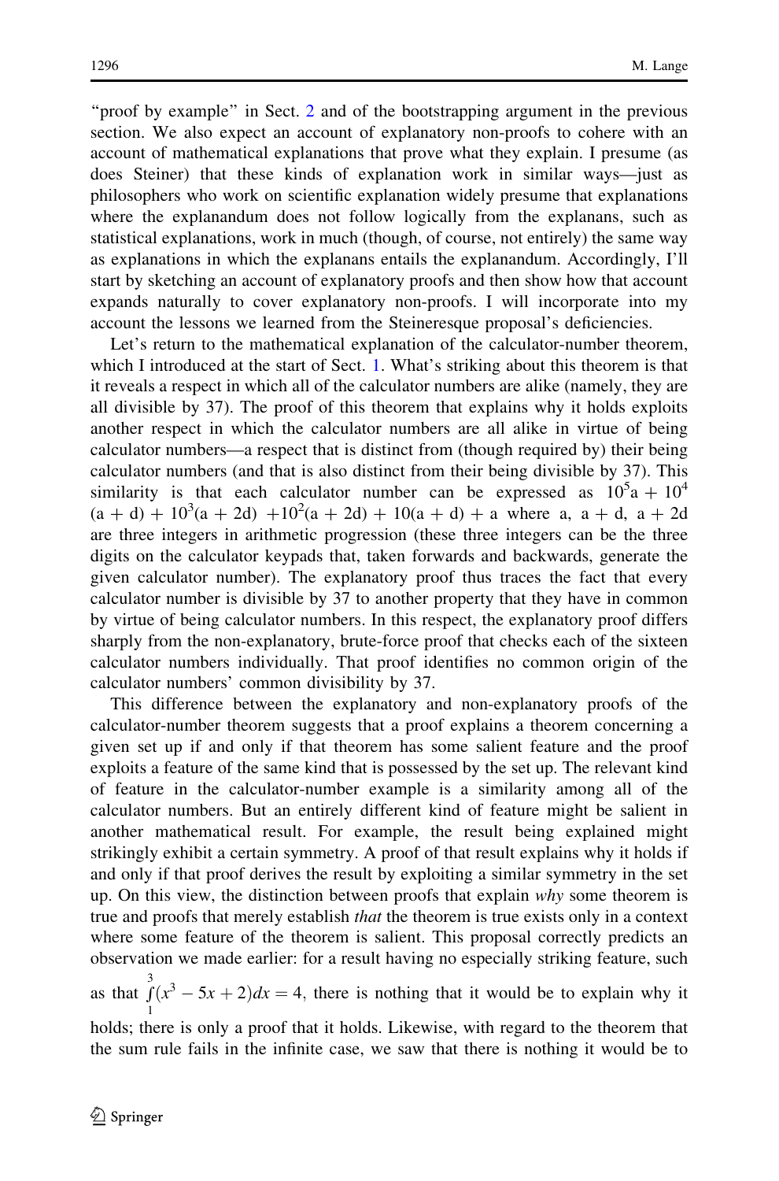"proof by example" in Sect. 2 and of the bootstrapping argument in the previous section. We also expect an account of explanatory non-proofs to cohere with an account of mathematical explanations that prove what they explain. I presume (as does Steiner) that these kinds of explanation work in similar ways—just as philosophers who work on scientific explanation widely presume that explanations where the explanandum does not follow logically from the explanans, such as statistical explanations, work in much (though, of course, not entirely) the same way as explanations in which the explanans entails the explanandum. Accordingly, I'll start by sketching an account of explanatory proofs and then show how that account expands naturally to cover explanatory non-proofs. I will incorporate into my account the lessons we learned from the Steineresque proposal's deficiencies.

Let's return to the mathematical explanation of the calculator-number theorem, which I introduced at the start of Sect. 1. What's striking about this theorem is that it reveals a respect in which all of the calculator numbers are alike (namely, they are all divisible by 37). The proof of this theorem that explains why it holds exploits another respect in which the calculator numbers are all alike in virtue of being calculator numbers—a respect that is distinct from (though required by) their being calculator numbers (and that is also distinct from their being divisible by 37). This similarity is that each calculator number can be expressed as $10^5a + 10^4(a + d) + 10^3(a + 2d) + 10^2(a + 2d) + 10(a + d) + a$ where a, a + d, a + 2d are three integers in arithmetic progression (these three integers can be the three digits on the calculator keypads that, taken forwards and backwards, generate the given calculator number). The explanatory proof thus traces the fact that every calculator number is divisible by 37 to another property that they have in common by virtue of being calculator numbers. In this respect, the explanatory proof differs sharply from the non-explanatory, brute-force proof that checks each of the sixteen calculator numbers individually. That proof identifies no common origin of the calculator numbers' common divisibility by 37.

This difference between the explanatory and non-explanatory proofs of the calculator-number theorem suggests that a proof explains a theorem concerning a given set up if and only if that theorem has some salient feature and the proof exploits a feature of the same kind that is possessed by the set up. The relevant kind of feature in the calculator-number example is a similarity among all of the calculator numbers. But an entirely different kind of feature might be salient in another mathematical result. For example, the result being explained might strikingly exhibit a certain symmetry. A proof of that result explains why it holds if and only if that proof derives the result by exploiting a similar symmetry in the set up. On this view, the distinction between proofs that explain *why* some theorem is true and proofs that merely establish *that* the theorem is true exists only in a context where some feature of the theorem is salient. This proposal correctly predicts an observation we made earlier: for a result having no especially striking feature, such as that $\int_1^3 (x^3 - 5x + 2)dx = 4$, there is nothing that it would be to explain why it holds; there is only a proof that it holds. Likewise, with regard to the theorem that the sum rule fails in the infinite case, we saw that there is nothing it would be to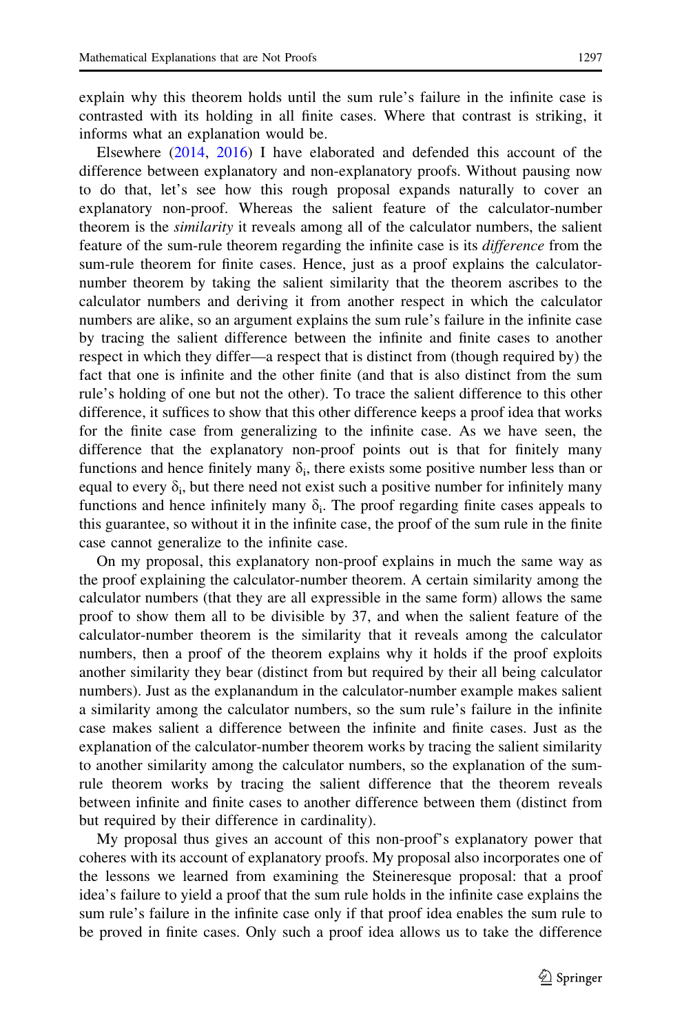explain why this theorem holds until the sum rule's failure in the infinite case is contrasted with its holding in all finite cases. Where that contrast is striking, it informs what an explanation would be.

Elsewhere (2014, 2016) I have elaborated and defended this account of the difference between explanatory and non-explanatory proofs. Without pausing now to do that, let's see how this rough proposal expands naturally to cover an explanatory non-proof. Whereas the salient feature of the calculator-number theorem is the *similarity* it reveals among all of the calculator numbers, the salient feature of the sum-rule theorem regarding the infinite case is its *difference* from the sum-rule theorem for finite cases. Hence, just as a proof explains the calculator-number theorem by taking the salient similarity that the theorem ascribes to the calculator numbers and deriving it from another respect in which the calculator numbers are alike, so an argument explains the sum rule's failure in the infinite case by tracing the salient difference between the infinite and finite cases to another respect in which they differ—a respect that is distinct from (though required by) the fact that one is infinite and the other finite (and that is also distinct from the sum rule's holding of one but not the other). To trace the salient difference to this other difference, it suffices to show that this other difference keeps a proof idea that works for the finite case from generalizing to the infinite case. As we have seen, the difference that the explanatory non-proof points out is that for finitely many functions and hence finitely many $\delta_i$, there exists some positive number less than or equal to every $\delta_i$, but there need not exist such a positive number for infinitely many functions and hence infinitely many $\delta_i$. The proof regarding finite cases appeals to this guarantee, so without it in the infinite case, the proof of the sum rule in the finite case cannot generalize to the infinite case.

On my proposal, this explanatory non-proof explains in much the same way as the proof explaining the calculator-number theorem. A certain similarity among the calculator numbers (that they are all expressible in the same form) allows the same proof to show them all to be divisible by 37, and when the salient feature of the calculator-number theorem is the similarity that it reveals among the calculator numbers, then a proof of the theorem explains why it holds if the proof exploits another similarity they bear (distinct from but required by their all being calculator numbers). Just as the explanandum in the calculator-number example makes salient a similarity among the calculator numbers, so the sum rule's failure in the infinite case makes salient a difference between the infinite and finite cases. Just as the explanation of the calculator-number theorem works by tracing the salient similarity to another similarity among the calculator numbers, so the explanation of the sum-rule theorem works by tracing the salient difference that the theorem reveals between infinite and finite cases to another difference between them (distinct from but required by their difference in cardinality).

My proposal thus gives an account of this non-proof's explanatory power that coheres with its account of explanatory proofs. My proposal also incorporates one of the lessons we learned from examining the Steineresque proposal: that a proof idea's failure to yield a proof that the sum rule holds in the infinite case explains the sum rule's failure in the infinite case only if that proof idea enables the sum rule to be proved in finite cases. Only such a proof idea allows us to take the difference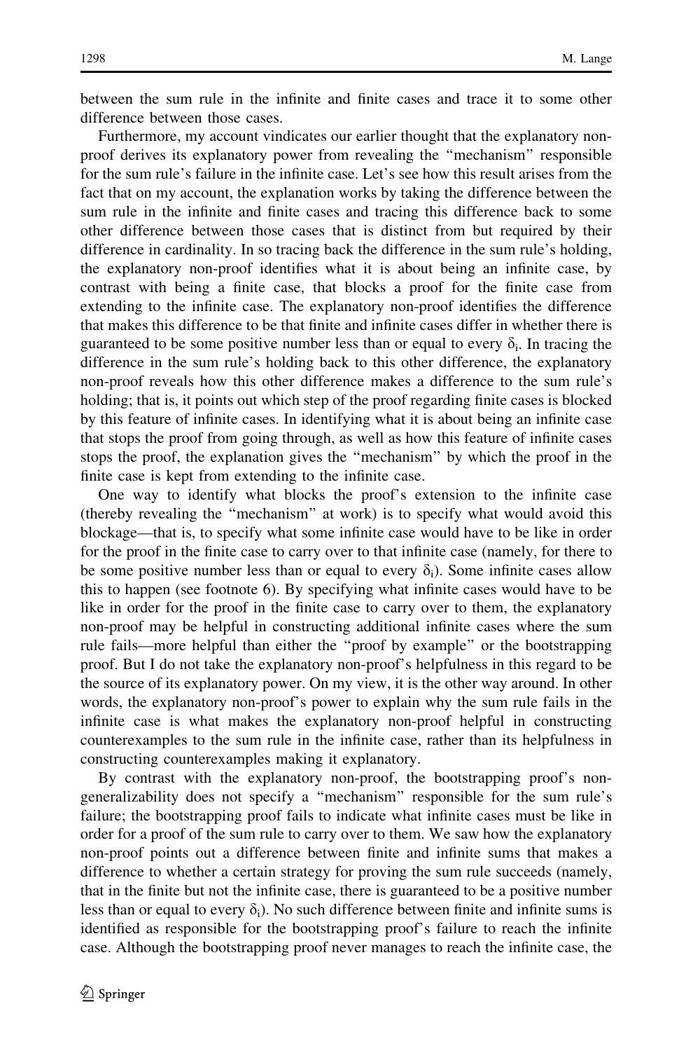between the sum rule in the infinite and finite cases and trace it to some other difference between those cases.

Furthermore, my account vindicates our earlier thought that the explanatory non-proof derives its explanatory power from revealing the "mechanism" responsible for the sum rule's failure in the infinite case. Let's see how this result arises from the fact that on my account, the explanation works by taking the difference between the sum rule in the infinite and finite cases and tracing this difference back to some other difference between those cases that is distinct from but required by their difference in cardinality. In so tracing back the difference in the sum rule's holding, the explanatory non-proof identifies what it is about being an infinite case, by contrast with being a finite case, that blocks a proof for the finite case from extending to the infinite case. The explanatory non-proof identifies the difference that makes this difference to be that finite and infinite cases differ in whether there is guaranteed to be some positive number less than or equal to every $\delta_i$. In tracing the difference in the sum rule's holding back to this other difference, the explanatory non-proof reveals how this other difference makes a difference to the sum rule's holding; that is, it points out which step of the proof regarding finite cases is blocked by this feature of infinite cases. In identifying what it is about being an infinite case that stops the proof from going through, as well as how this feature of infinite cases stops the proof, the explanation gives the "mechanism" by which the proof in the finite case is kept from extending to the infinite case.

One way to identify what blocks the proof's extension to the infinite case (thereby revealing the "mechanism" at work) is to specify what would avoid this blockage—that is, to specify what some infinite case would have to be like in order for the proof in the finite case to carry over to that infinite case (namely, for there to be some positive number less than or equal to every $\delta_i$). Some infinite cases allow this to happen (see footnote 6). By specifying what infinite cases would have to be like in order for the proof in the finite case to carry over to them, the explanatory non-proof may be helpful in constructing additional infinite cases where the sum rule fails—more helpful than either the "proof by example" or the bootstrapping proof. But I do not take the explanatory non-proof's helpfulness in this regard to be the source of its explanatory power. On my view, it is the other way around. In other words, the explanatory non-proof's power to explain why the sum rule fails in the infinite case is what makes the explanatory non-proof helpful in constructing counterexamples to the sum rule in the infinite case, rather than its helpfulness in constructing counterexamples making it explanatory.

By contrast with the explanatory non-proof, the bootstrapping proof's non-generalizability does not specify a "mechanism" responsible for the sum rule's failure; the bootstrapping proof fails to indicate what infinite cases must be like in order for a proof of the sum rule to carry over to them. We saw how the explanatory non-proof points out a difference between finite and infinite sums that makes a difference to whether a certain strategy for proving the sum rule succeeds (namely, that in the finite but not the infinite case, there is guaranteed to be a positive number less than or equal to every $\delta_i$). No such difference between finite and infinite sums is identified as responsible for the bootstrapping proof's failure to reach the infinite case. Although the bootstrapping proof never manages to reach the infinite case, the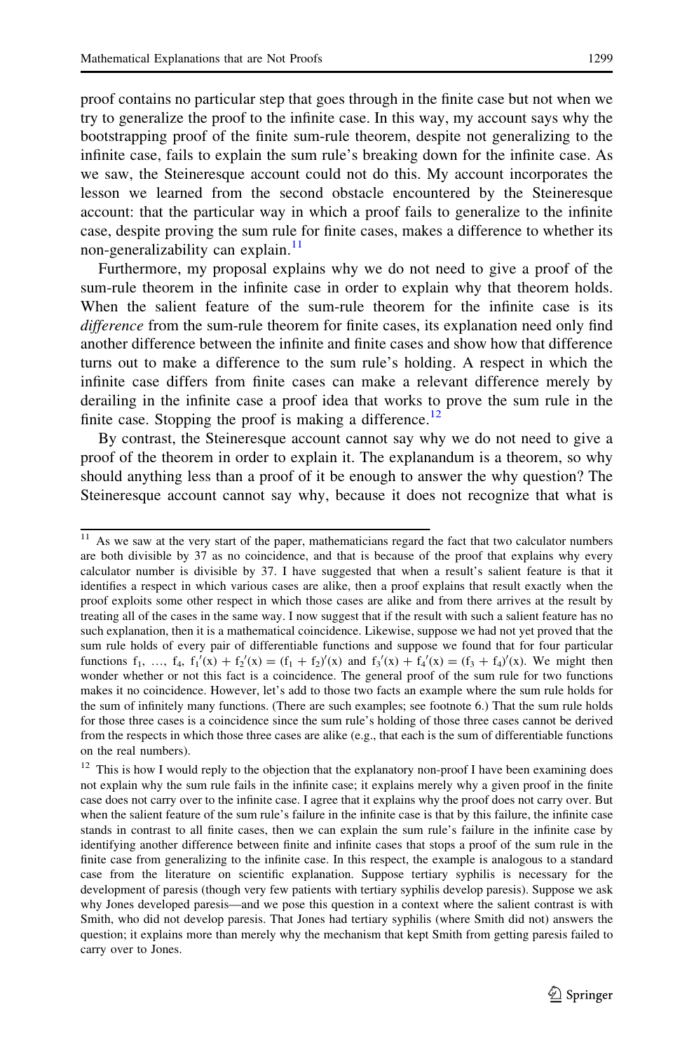proof contains no particular step that goes through in the finite case but not when we try to generalize the proof to the infinite case. In this way, my account says why the bootstrapping proof of the finite sum-rule theorem, despite not generalizing to the infinite case, fails to explain the sum rule's breaking down for the infinite case. As we saw, the Steineresque account could not do this. My account incorporates the lesson we learned from the second obstacle encountered by the Steineresque account: that the particular way in which a proof fails to generalize to the infinite case, despite proving the sum rule for finite cases, makes a difference to whether its non-generalizability can explain.[11]

Furthermore, my proposal explains why we do not need to give a proof of the sum-rule theorem in the infinite case in order to explain why that theorem holds. When the salient feature of the sum-rule theorem for the infinite case is its *difference* from the sum-rule theorem for finite cases, its explanation need only find another difference between the infinite and finite cases and show how that difference turns out to make a difference to the sum rule's holding. A respect in which the infinite case differs from finite cases can make a relevant difference merely by derailing in the infinite case a proof idea that works to prove the sum rule in the finite case. Stopping the proof is making a difference.[12]

By contrast, the Steineresque account cannot say why we do not need to give a proof of the theorem in order to explain it. The explanandum is a theorem, so why should anything less than a proof of it be enough to answer the why question? The Steineresque account cannot say why, because it does not recognize that what is

---

[11] As we saw at the very start of the paper, mathematicians regard the fact that two calculator numbers are both divisible by 37 as no coincidence, and that is because of the proof that explains why every calculator number is divisible by 37. I have suggested that when a result's salient feature is that it identifies a respect in which various cases are alike, then a proof explains that result exactly when the proof exploits some other respect in which those cases are alike and from there arrives at the result by treating all of the cases in the same way. I now suggest that if the result with such a salient feature has no such explanation, then it is a mathematical coincidence. Likewise, suppose we had not yet proved that the sum rule holds of every pair of differentiable functions and suppose we found that for four particular functions $f_1, \ldots, f_4$, $f_1'(x) + f_2'(x) = (f_1 + f_2)'(x)$ and $f_3'(x) + f_4'(x) = (f_3 + f_4)'(x)$. We might then wonder whether or not this fact is a coincidence. The general proof of the sum rule for two functions makes it no coincidence. However, let's add to those two facts an example where the sum rule holds for the sum of infinitely many functions. (There are such examples; see footnote 6.) That the sum rule holds for those three cases is a coincidence since the sum rule's holding of those three cases cannot be derived from the respects in which those three cases are alike (e.g., that each is the sum of differentiable functions on the real numbers).

[12] This is how I would reply to the objection that the explanatory non-proof I have been examining does not explain why the sum rule fails in the infinite case; it explains merely why a given proof in the finite case does not carry over to the infinite case. I agree that it explains why the proof does not carry over. But when the salient feature of the sum rule's failure in the infinite case is that by this failure, the infinite case stands in contrast to all finite cases, then we can explain the sum rule's failure in the infinite case by identifying another difference between finite and infinite cases that stops a proof of the sum rule in the finite case from generalizing to the infinite case. In this respect, the example is analogous to a standard case from the literature on scientific explanation. Suppose tertiary syphilis is necessary for the development of paresis (though very few patients with tertiary syphilis develop paresis). Suppose we ask why Jones developed paresis—and we pose this question in a context where the salient contrast is with Smith, who did not develop paresis. That Jones had tertiary syphilis (where Smith did not) answers the question; it explains more than merely why the mechanism that kept Smith from getting paresis failed to carry over to Jones.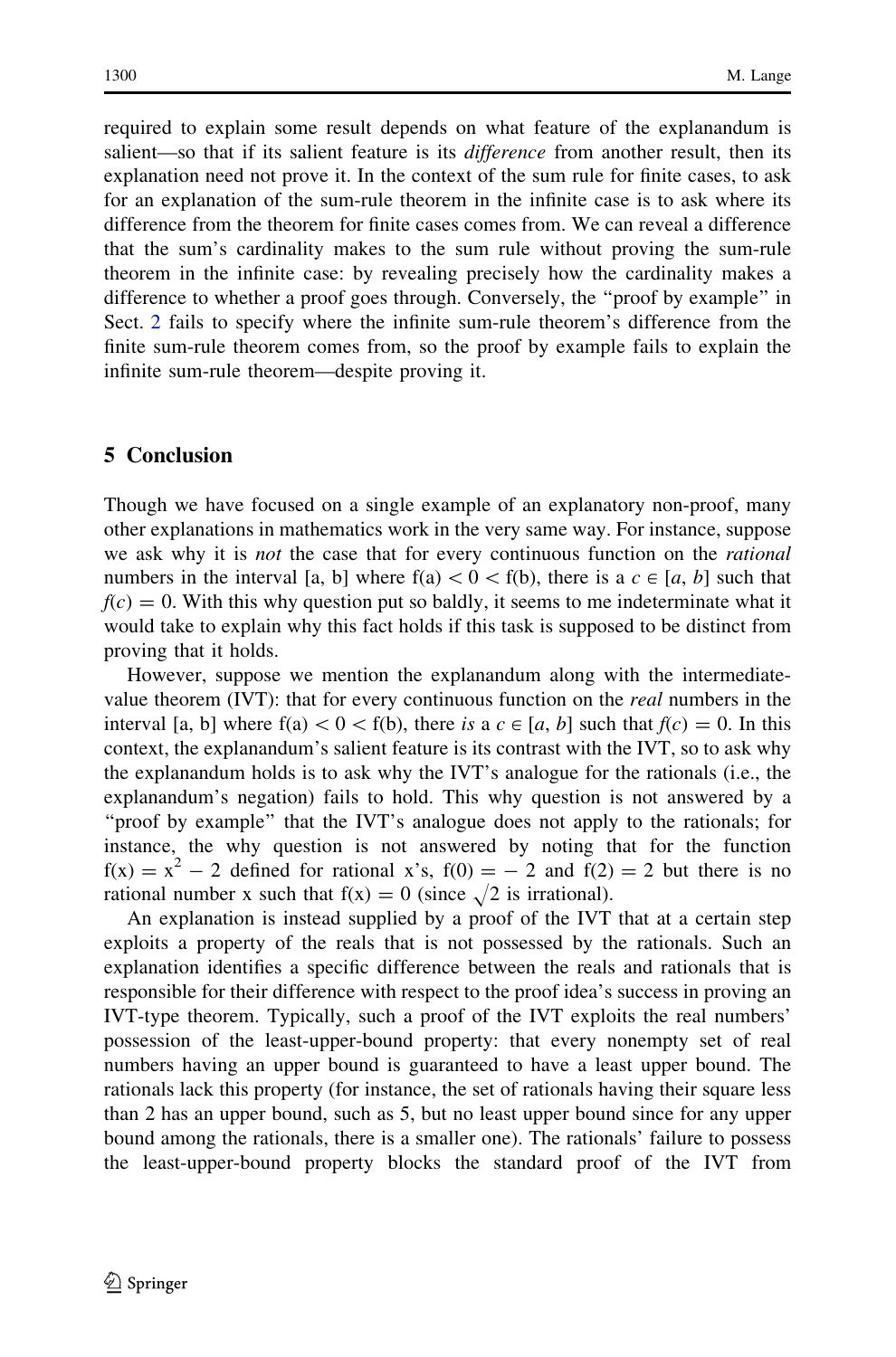required to explain some result depends on what feature of the explanandum is salient—so that if its salient feature is its *difference* from another result, then its explanation need not prove it. In the context of the sum rule for finite cases, to ask for an explanation of the sum-rule theorem in the infinite case is to ask where its difference from the theorem for finite cases comes from. We can reveal a difference that the sum's cardinality makes to the sum rule without proving the sum-rule theorem in the infinite case: by revealing precisely how the cardinality makes a difference to whether a proof goes through. Conversely, the "proof by example" in Sect. 2 fails to specify where the infinite sum-rule theorem's difference from the finite sum-rule theorem comes from, so the proof by example fails to explain the infinite sum-rule theorem—despite proving it.

## 5 Conclusion

Though we have focused on a single example of an explanatory non-proof, many other explanations in mathematics work in the very same way. For instance, suppose we ask why it is *not* the case that for every continuous function on the *rational* numbers in the interval [a, b] where $f(a) < 0 < f(b)$, there is a $c \in [a, b]$ such that $f(c) = 0$. With this why question put so baldly, it seems to me indeterminate what it would take to explain why this fact holds if this task is supposed to be distinct from proving that it holds.

However, suppose we mention the explanandum along with the intermediate-value theorem (IVT): that for every continuous function on the *real* numbers in the interval [a, b] where $f(a) < 0 < f(b)$, there *is* a $c \in [a, b]$ such that $f(c) = 0$. In this context, the explanandum's salient feature is its contrast with the IVT, so to ask why the explanandum holds is to ask why the IVT's analogue for the rationals (i.e., the explanandum's negation) fails to hold. This why question is not answered by a "proof by example" that the IVT's analogue does not apply to the rationals; for instance, the why question is not answered by noting that for the function $f(x) = x^2 - 2$ defined for rational x's, $f(0) = -2$ and $f(2) = 2$ but there is no rational number x such that $f(x) = 0$ (since $\sqrt{2}$ is irrational).

An explanation is instead supplied by a proof of the IVT that at a certain step exploits a property of the reals that is not possessed by the rationals. Such an explanation identifies a specific difference between the reals and rationals that is responsible for their difference with respect to the proof idea's success in proving an IVT-type theorem. Typically, such a proof of the IVT exploits the real numbers' possession of the least-upper-bound property: that every nonempty set of real numbers having an upper bound is guaranteed to have a least upper bound. The rationals lack this property (for instance, the set of rationals having their square less than 2 has an upper bound, such as 5, but no least upper bound since for any upper bound among the rationals, there is a smaller one). The rationals' failure to possess the least-upper-bound property blocks the standard proof of the IVT from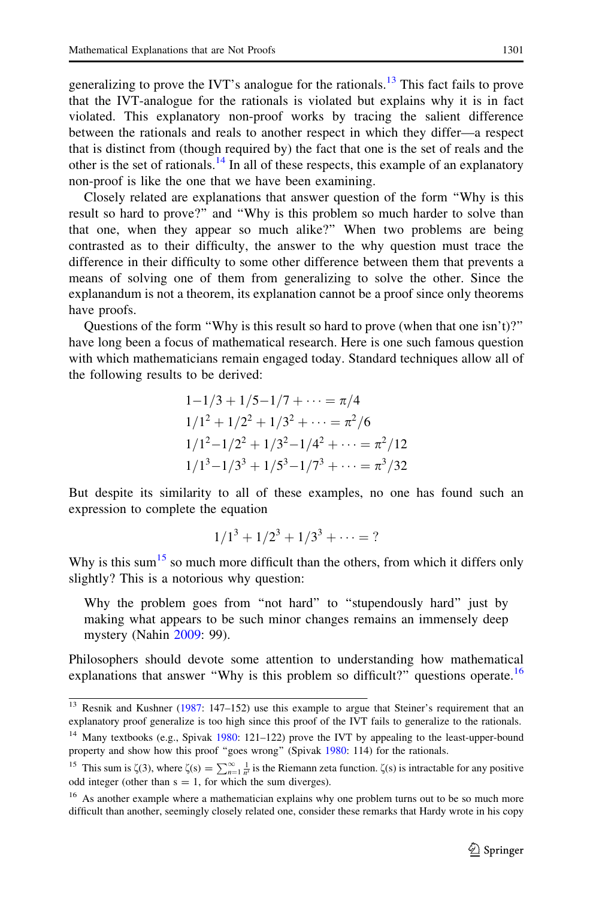generalizing to prove the IVT's analogue for the rationals.[13] This fact fails to prove that the IVT-analogue for the rationals is violated but explains why it is in fact violated. This explanatory non-proof works by tracing the salient difference between the rationals and reals to another respect in which they differ—a respect that is distinct from (though required by) the fact that one is the set of reals and the other is the set of rationals.[14] In all of these respects, this example of an explanatory non-proof is like the one that we have been examining.

Closely related are explanations that answer question of the form "Why is this result so hard to prove?" and "Why is this problem so much harder to solve than that one, when they appear so much alike?" When two problems are being contrasted as to their difficulty, the answer to the why question must trace the difference in their difficulty to some other difference between them that prevents a means of solving one of them from generalizing to solve the other. Since the explanandum is not a theorem, its explanation cannot be a proof since only theorems have proofs.

Questions of the form "Why is this result so hard to prove (when that one isn't)?" have long been a focus of mathematical research. Here is one such famous question with which mathematicians remain engaged today. Standard techniques allow all of the following results to be derived:

$$1 - 1/3 + 1/5 - 1/7 + \cdots = \pi/4$$
$$1/1^2 + 1/2^2 + 1/3^2 + \cdots = \pi^2/6$$
$$1/1^2 - 1/2^2 + 1/3^2 - 1/4^2 + \cdots = \pi^2/12$$
$$1/1^3 - 1/3^3 + 1/5^3 - 1/7^3 + \cdots = \pi^3/32$$

But despite its similarity to all of these examples, no one has found such an expression to complete the equation

$$1/1^3 + 1/2^3 + 1/3^3 + \cdots = ?$$

Why is this sum[15] so much more difficult than the others, from which it differs only slightly? This is a notorious why question:

> Why the problem goes from "not hard" to "stupendously hard" just by making what appears to be such minor changes remains an immensely deep mystery (Nahin 2009: 99).

Philosophers should devote some attention to understanding how mathematical explanations that answer "Why is this problem so difficult?" questions operate.[16]

---

[13] Resnik and Kushner (1987: 147–152) use this example to argue that Steiner's requirement that an explanatory proof generalize is too high since this proof of the IVT fails to generalize to the rationals.

[14] Many textbooks (e.g., Spivak 1980: 121–122) prove the IVT by appealing to the least-upper-bound property and show how this proof "goes wrong" (Spivak 1980: 114) for the rationals.

[15] This sum is $\zeta(3)$, where $\zeta(s) = \sum_{n=1}^{\infty} \frac{1}{n^s}$ is the Riemann zeta function. $\zeta(s)$ is intractable for any positive odd integer (other than $s = 1$, for which the sum diverges).

[16] As another example where a mathematician explains why one problem turns out to be so much more difficult than another, seemingly closely related one, consider these remarks that Hardy wrote in his copy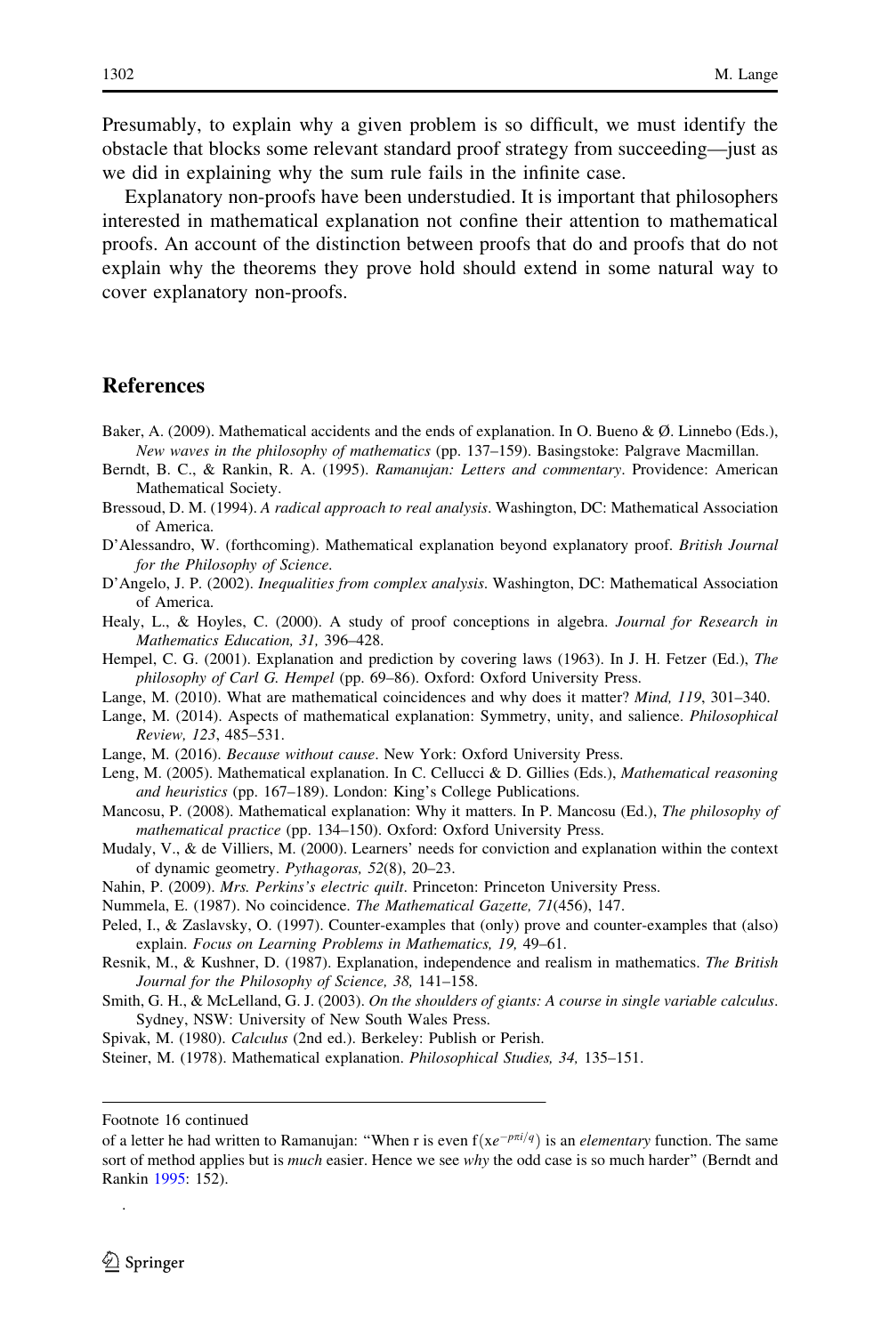Presumably, to explain why a given problem is so difficult, we must identify the obstacle that blocks some relevant standard proof strategy from succeeding—just as we did in explaining why the sum rule fails in the infinite case.

Explanatory non-proofs have been understudied. It is important that philosophers interested in mathematical explanation not confine their attention to mathematical proofs. An account of the distinction between proofs that do and proofs that do not explain why the theorems they prove hold should extend in some natural way to cover explanatory non-proofs.

## References

Baker, A. (2009). Mathematical accidents and the ends of explanation. In O. Bueno & Ø. Linnebo (Eds.), *New waves in the philosophy of mathematics* (pp. 137–159). Basingstoke: Palgrave Macmillan.

Berndt, B. C., & Rankin, R. A. (1995). *Ramanujan: Letters and commentary*. Providence: American Mathematical Society.

Bressoud, D. M. (1994). *A radical approach to real analysis*. Washington, DC: Mathematical Association of America.

D'Alessandro, W. (forthcoming). Mathematical explanation beyond explanatory proof. *British Journal for the Philosophy of Science*.

D'Angelo, J. P. (2002). *Inequalities from complex analysis*. Washington, DC: Mathematical Association of America.

Healy, L., & Hoyles, C. (2000). A study of proof conceptions in algebra. *Journal for Research in Mathematics Education, 31,* 396–428.

Hempel, C. G. (2001). Explanation and prediction by covering laws (1963). In J. H. Fetzer (Ed.), *The philosophy of Carl G. Hempel* (pp. 69–86). Oxford: Oxford University Press.

Lange, M. (2010). What are mathematical coincidences and why does it matter? *Mind, 119*, 301–340.

Lange, M. (2014). Aspects of mathematical explanation: Symmetry, unity, and salience. *Philosophical Review, 123*, 485–531.

Lange, M. (2016). *Because without cause*. New York: Oxford University Press.

Leng, M. (2005). Mathematical explanation. In C. Cellucci & D. Gillies (Eds.), *Mathematical reasoning and heuristics* (pp. 167–189). London: King's College Publications.

Mancosu, P. (2008). Mathematical explanation: Why it matters. In P. Mancosu (Ed.), *The philosophy of mathematical practice* (pp. 134–150). Oxford: Oxford University Press.

Mudaly, V., & de Villiers, M. (2000). Learners' needs for conviction and explanation within the context of dynamic geometry. *Pythagoras, 52*(8), 20–23.

Nahin, P. (2009). *Mrs. Perkins's electric quilt*. Princeton: Princeton University Press.

Nummela, E. (1987). No coincidence. *The Mathematical Gazette, 71*(456), 147.

Peled, I., & Zaslavsky, O. (1997). Counter-examples that (only) prove and counter-examples that (also) explain. *Focus on Learning Problems in Mathematics, 19,* 49–61.

Resnik, M., & Kushner, D. (1987). Explanation, independence and realism in mathematics. *The British Journal for the Philosophy of Science, 38,* 141–158.

Smith, G. H., & McLelland, G. J. (2003). *On the shoulders of giants: A course in single variable calculus*. Sydney, NSW: University of New South Wales Press.

Spivak, M. (1980). *Calculus* (2nd ed.). Berkeley: Publish or Perish.

Steiner, M. (1978). Mathematical explanation. *Philosophical Studies, 34,* 135–151.

---

Footnote 16 continued

of a letter he had written to Ramanujan: "When r is even $f(xe^{-p\pi i/q})$ is an *elementary* function. The same sort of method applies but is *much* easier. Hence we see *why* the odd case is so much harder" (Berndt and Rankin 1995: 152).